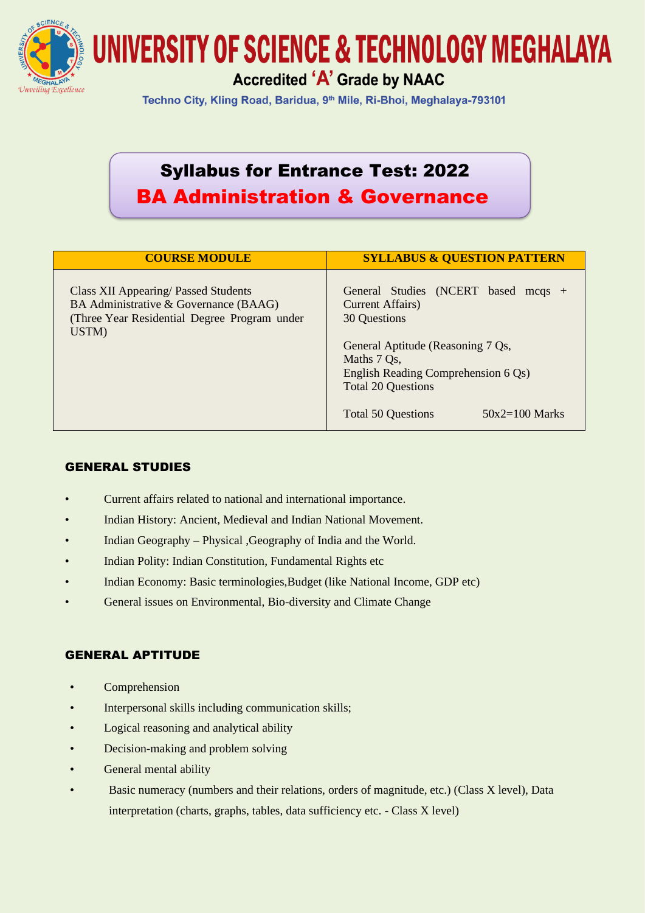# UNIVERSITY OF SCIENCE & TECHNOLOGY MEGHALAYA

**Accredited 'A' Grade by NAAC**

Techno City, Kling Road, Baridua, 9th Mile, Ri-Bhoi, Meghalaya-793101

## Syllabus for Entrance Test: 2022

## BA Administration & Governance

| COURSE MODULE | SYLLABUS & QUESTION PATTERN |
|---|---|
| Class XII Appearing/ Passed Students<br>BA Administrative & Governance (BAAG)<br>(Three Year Residential Degree Program under USTM) | General Studies (NCERT based mcqs + Current Affairs)<br>30 Questions<br><br>General Aptitude (Reasoning 7 Qs,<br>Maths 7 Qs,<br>English Reading Comprehension 6 Qs)<br>Total 20 Questions<br><br>Total 50 Questions 50x2=100 Marks |

### GENERAL STUDIES

- Current affairs related to national and international importance.
- Indian History: Ancient, Medieval and Indian National Movement.
- Indian Geography – Physical ,Geography of India and the World.
- Indian Polity: Indian Constitution, Fundamental Rights etc
- Indian Economy: Basic terminologies,Budget (like National Income, GDP etc)
- General issues on Environmental, Bio-diversity and Climate Change

### GENERAL APTITUDE

- Comprehension
- Interpersonal skills including communication skills;
- Logical reasoning and analytical ability
- Decision-making and problem solving
- General mental ability
- Basic numeracy (numbers and their relations, orders of magnitude, etc.) (Class X level), Data interpretation (charts, graphs, tables, data sufficiency etc. - Class X level)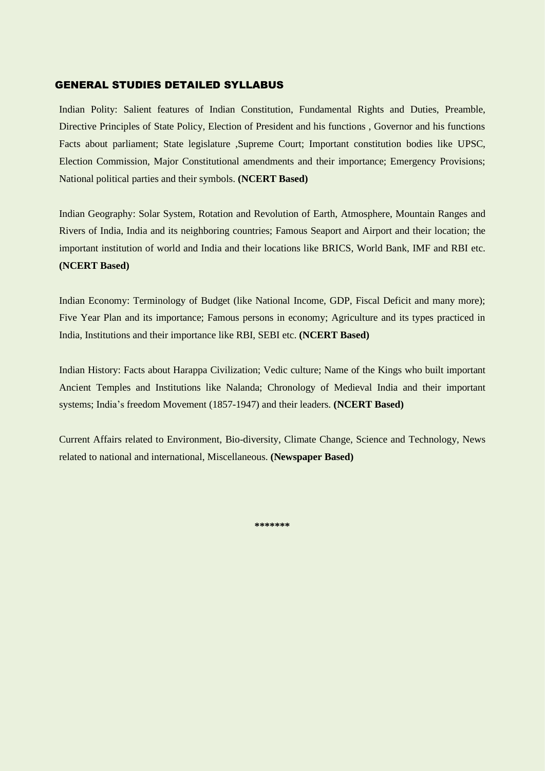## GENERAL STUDIES DETAILED SYLLABUS

Indian Polity: Salient features of Indian Constitution, Fundamental Rights and Duties, Preamble, Directive Principles of State Policy, Election of President and his functions , Governor and his functions Facts about parliament; State legislature ,Supreme Court; Important constitution bodies like UPSC, Election Commission, Major Constitutional amendments and their importance; Emergency Provisions; National political parties and their symbols. **(NCERT Based)**

Indian Geography: Solar System, Rotation and Revolution of Earth, Atmosphere, Mountain Ranges and Rivers of India, India and its neighboring countries; Famous Seaport and Airport and their location; the important institution of world and India and their locations like BRICS, World Bank, IMF and RBI etc. **(NCERT Based)**

Indian Economy: Terminology of Budget (like National Income, GDP, Fiscal Deficit and many more); Five Year Plan and its importance; Famous persons in economy; Agriculture and its types practiced in India, Institutions and their importance like RBI, SEBI etc. **(NCERT Based)**

Indian History: Facts about Harappa Civilization; Vedic culture; Name of the Kings who built important Ancient Temples and Institutions like Nalanda; Chronology of Medieval India and their important systems; India's freedom Movement (1857-1947) and their leaders. **(NCERT Based)**

Current Affairs related to Environment, Bio-diversity, Climate Change, Science and Technology, News related to national and international, Miscellaneous. **(Newspaper Based)**

**\*\*\*\*\*\*\***